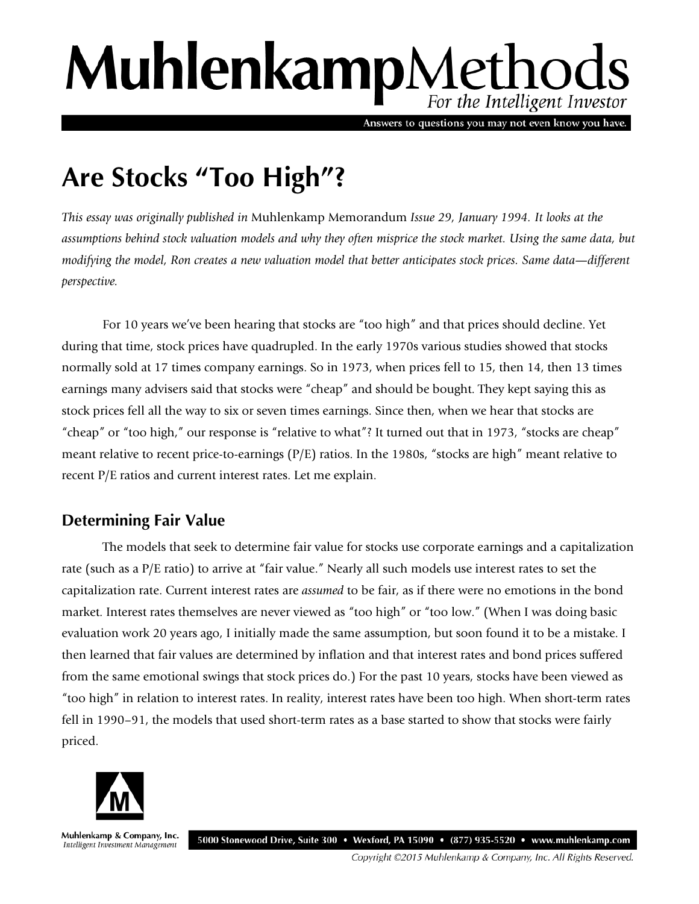# MuhlenkampMethods

*For the Intelligent Investor*

Answers to questions you may not even know you have.

## Are Stocks "Too High"?

*This essay was originally published in* Muhlenkamp Memorandum *Issue 29, January 1994. It looks at the assumptions behind stock valuation models and why they often misprice the stock market. Using the same data, but modifying the model, Ron creates a new valuation model that better anticipates stock prices. Same data—different perspective.*

For 10 years we've been hearing that stocks are "too high" and that prices should decline. Yet during that time, stock prices have quadrupled. In the early 1970s various studies showed that stocks normally sold at 17 times company earnings. So in 1973, when prices fell to 15, then 14, then 13 times earnings many advisers said that stocks were "cheap" and should be bought. They kept saying this as stock prices fell all the way to six or seven times earnings. Since then, when we hear that stocks are "cheap" or "too high," our response is "relative to what"? It turned out that in 1973, "stocks are cheap" meant relative to recent price-to-earnings (P/E) ratios. In the 1980s, "stocks are high" meant relative to recent P/E ratios and current interest rates. Let me explain.

### Determining Fair Value

The models that seek to determine fair value for stocks use corporate earnings and a capitalization rate (such as a P/E ratio) to arrive at "fair value." Nearly all such models use interest rates to set the capitalization rate. Current interest rates are *assumed* to be fair, as if there were no emotions in the bond market. Interest rates themselves are never viewed as "too high" or "too low." (When I was doing basic evaluation work 20 years ago, I initially made the same assumption, but soon found it to be a mistake. I then learned that fair values are determined by inflation and that interest rates and bond prices suffered from the same emotional swings that stock prices do.) For the past 10 years, stocks have been viewed as "too high" in relation to interest rates. In reality, interest rates have been too high. When short-term rates fell in 1990–91, the models that used short-term rates as a base started to show that stocks were fairly priced.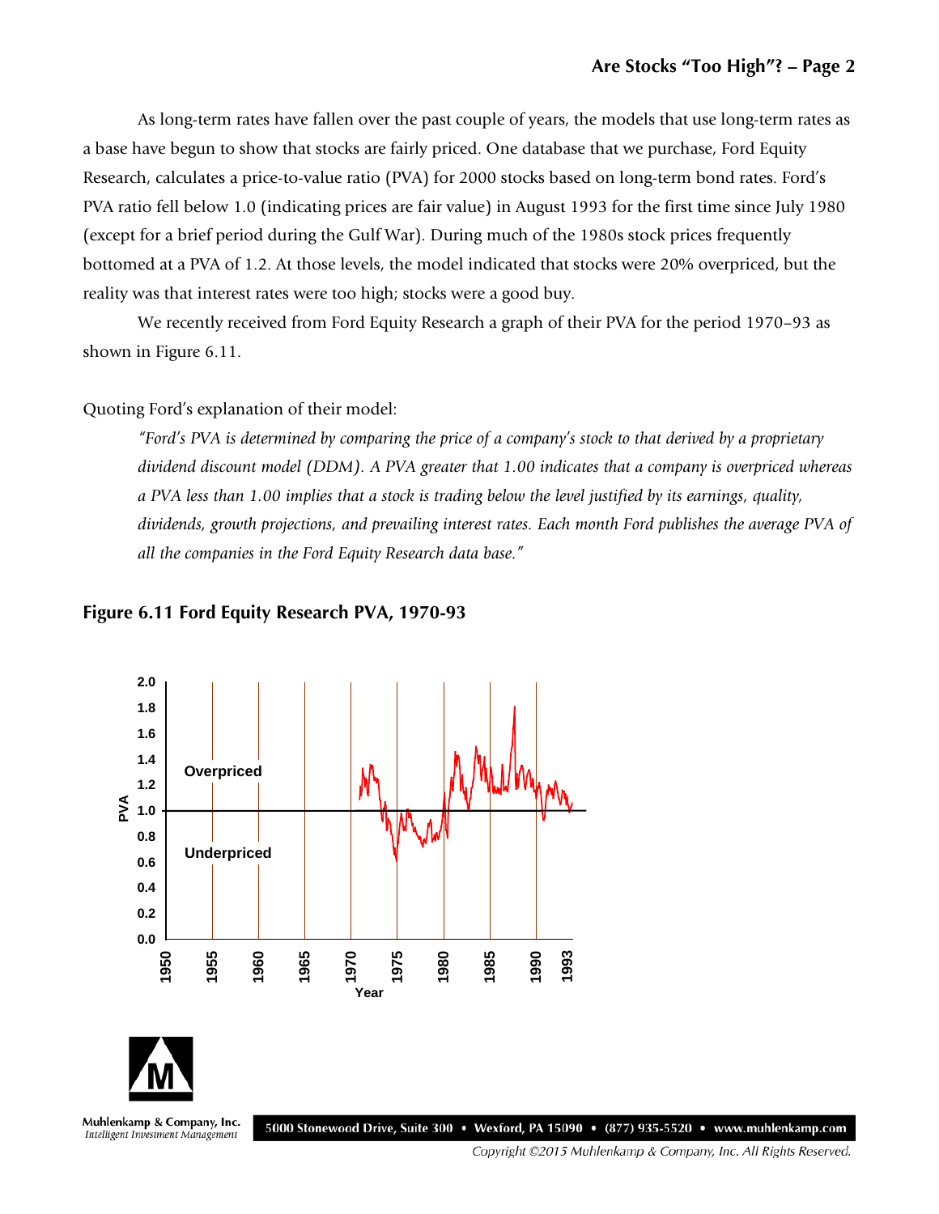As long-term rates have fallen over the past couple of years, the models that use long-term rates as a base have begun to show that stocks are fairly priced. One database that we purchase, Ford Equity Research, calculates a price-to-value ratio (PVA) for 2000 stocks based on long-term bond rates. Ford's PVA ratio fell below 1.0 (indicating prices are fair value) in August 1993 for the first time since July 1980 (except for a brief period during the Gulf War). During much of the 1980s stock prices frequently bottomed at a PVA of 1.2. At those levels, the model indicated that stocks were 20% overpriced, but the reality was that interest rates were too high; stocks were a good buy.

We recently received from Ford Equity Research a graph of their PVA for the period 1970–93 as shown in Figure 6.11.

Quoting Ford's explanation of their model:

> *"Ford's PVA is determined by comparing the price of a company's stock to that derived by a proprietary dividend discount model (DDM). A PVA greater that 1.00 indicates that a company is overpriced whereas a PVA less than 1.00 implies that a stock is trading below the level justified by its earnings, quality, dividends, growth projections, and prevailing interest rates. Each month Ford publishes the average PVA of all the companies in the Ford Equity Research data base."*

### Figure 6.11 Ford Equity Research PVA, 1970-93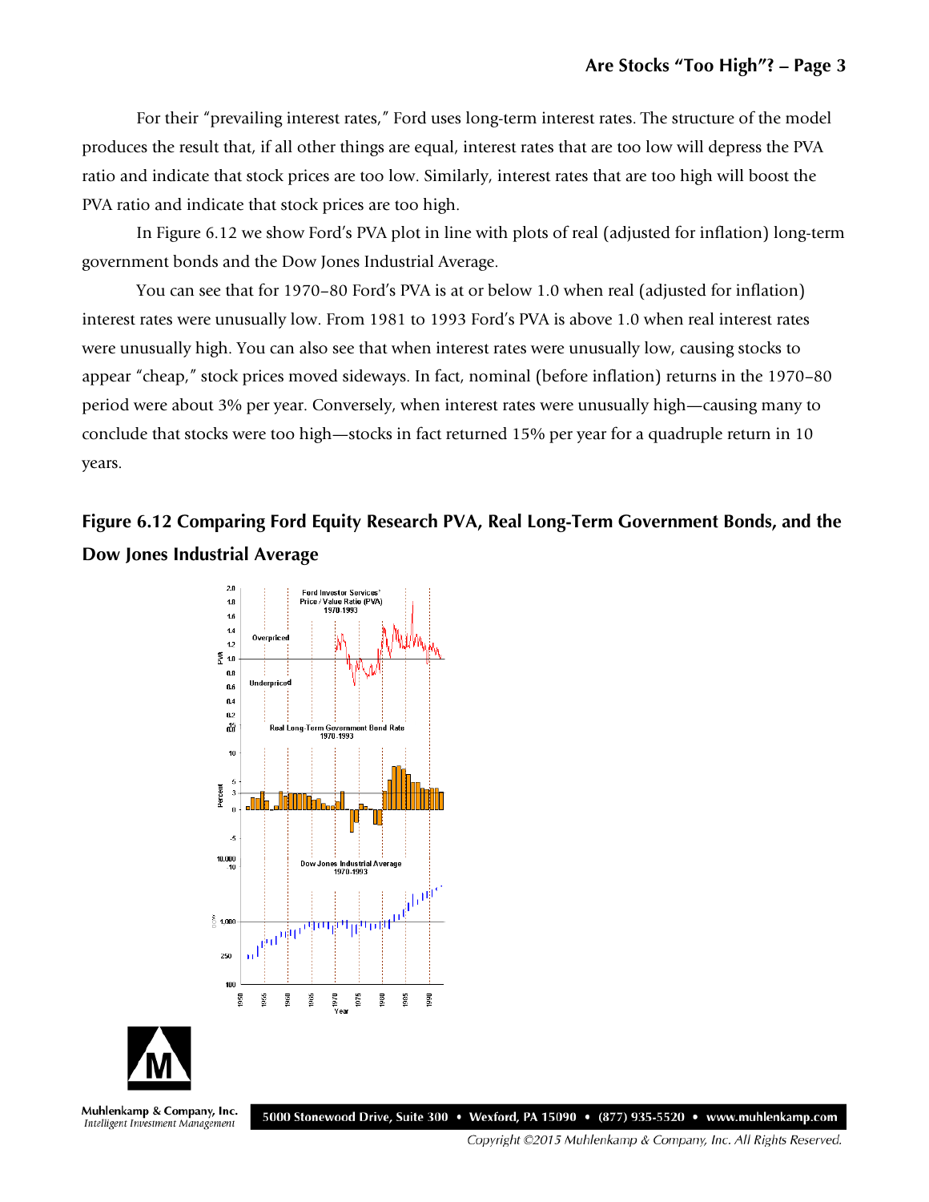For their "prevailing interest rates," Ford uses long-term interest rates. The structure of the model produces the result that, if all other things are equal, interest rates that are too low will depress the PVA ratio and indicate that stock prices are too low. Similarly, interest rates that are too high will boost the PVA ratio and indicate that stock prices are too high.

In Figure 6.12 we show Ford's PVA plot in line with plots of real (adjusted for inflation) long-term government bonds and the Dow Jones Industrial Average.

You can see that for 1970–80 Ford's PVA is at or below 1.0 when real (adjusted for inflation) interest rates were unusually low. From 1981 to 1993 Ford's PVA is above 1.0 when real interest rates were unusually high. You can also see that when interest rates were unusually low, causing stocks to appear "cheap," stock prices moved sideways. In fact, nominal (before inflation) returns in the 1970–80 period were about 3% per year. Conversely, when interest rates were unusually high—causing many to conclude that stocks were too high—stocks in fact returned 15% per year for a quadruple return in 10 years.

## Figure 6.12 Comparing Ford Equity Research PVA, Real Long-Term Government Bonds, and the Dow Jones Industrial Average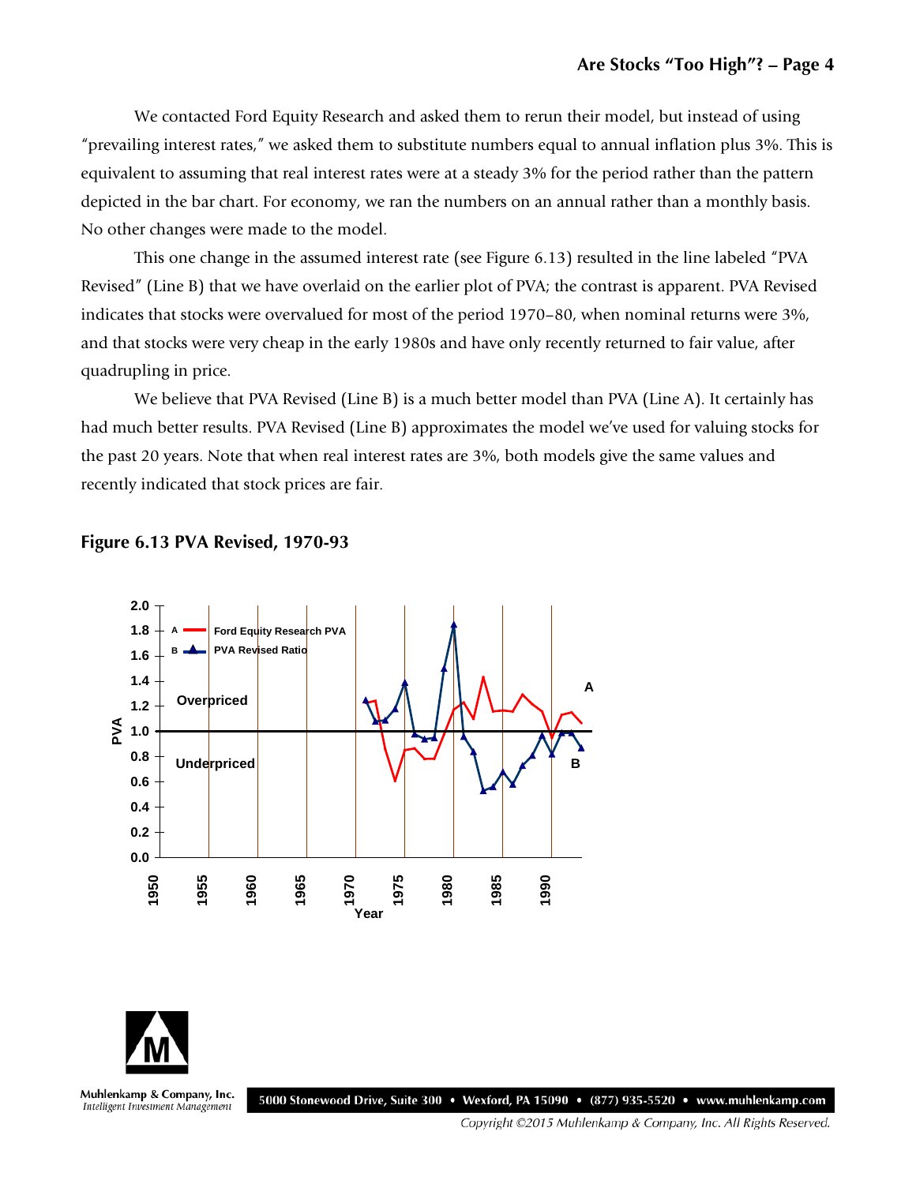We contacted Ford Equity Research and asked them to rerun their model, but instead of using "prevailing interest rates," we asked them to substitute numbers equal to annual inflation plus 3%. This is equivalent to assuming that real interest rates were at a steady 3% for the period rather than the pattern depicted in the bar chart. For economy, we ran the numbers on an annual rather than a monthly basis. No other changes were made to the model.

This one change in the assumed interest rate (see Figure 6.13) resulted in the line labeled "PVA Revised" (Line B) that we have overlaid on the earlier plot of PVA; the contrast is apparent. PVA Revised indicates that stocks were overvalued for most of the period 1970–80, when nominal returns were 3%, and that stocks were very cheap in the early 1980s and have only recently returned to fair value, after quadrupling in price.

We believe that PVA Revised (Line B) is a much better model than PVA (Line A). It certainly has had much better results. PVA Revised (Line B) approximates the model we've used for valuing stocks for the past 20 years. Note that when real interest rates are 3%, both models give the same values and recently indicated that stock prices are fair.

## Figure 6.13 PVA Revised, 1970-93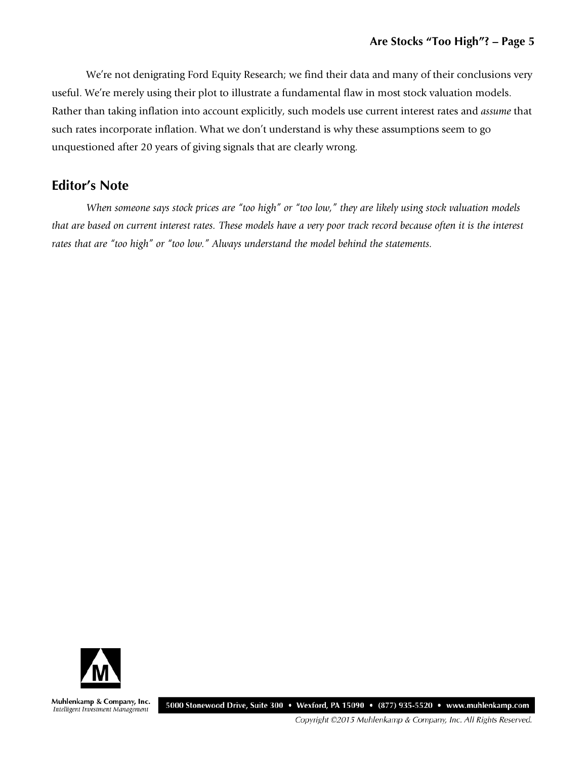We're not denigrating Ford Equity Research; we find their data and many of their conclusions very useful. We're merely using their plot to illustrate a fundamental flaw in most stock valuation models. Rather than taking inflation into account explicitly, such models use current interest rates and *assume* that such rates incorporate inflation. What we don't understand is why these assumptions seem to go unquestioned after 20 years of giving signals that are clearly wrong.

## Editor's Note

*When someone says stock prices are "too high" or "too low," they are likely using stock valuation models that are based on current interest rates. These models have a very poor track record because often it is the interest rates that are "too high" or "too low." Always understand the model behind the statements.*